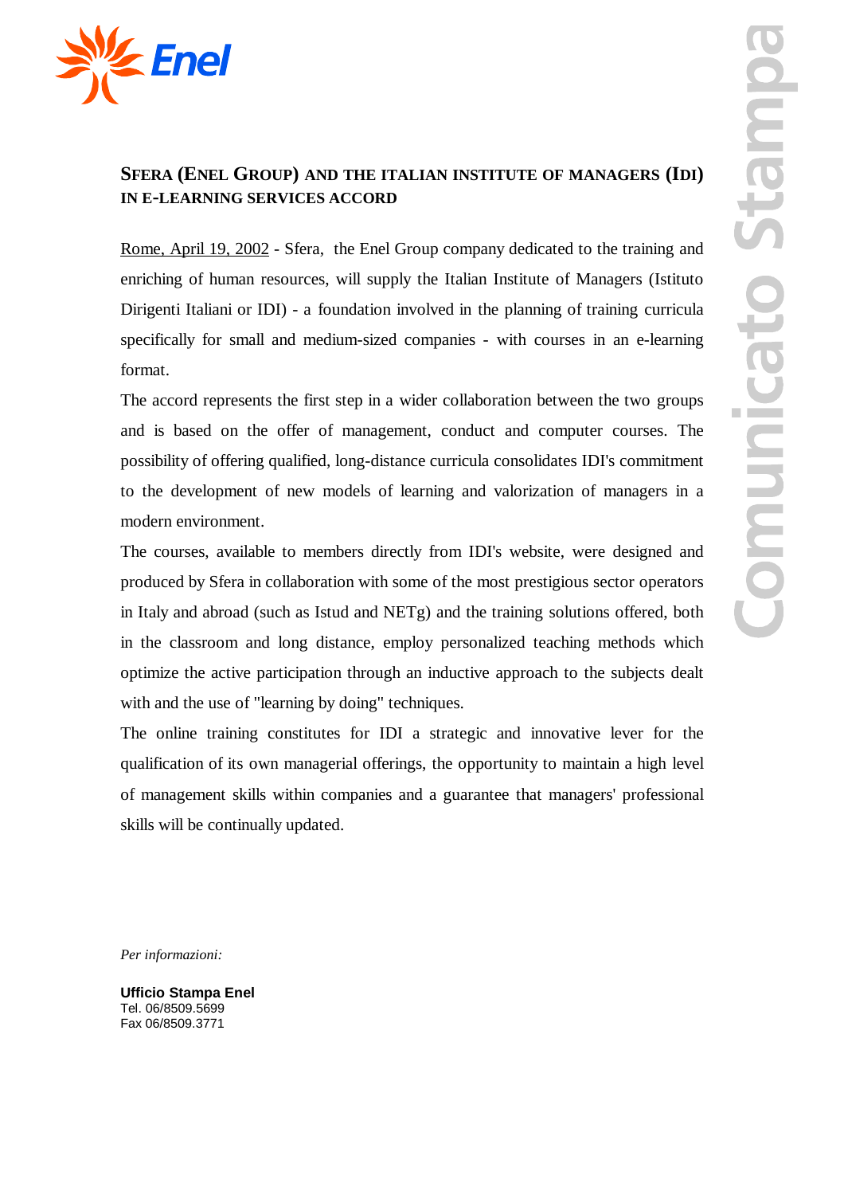## SFERA (ENEL GROUP) AND THE ITALIAN INSTITUTE OF MANAGERS (IDI) IN E-LEARNING SERVICES ACCORD

Rome, April 19, 2002 - Sfera, the Enel Group company dedicated to the training and enriching of human resources, will supply the Italian Institute of Managers (Istituto Dirigenti Italiani or IDI) - a foundation involved in the planning of training curricula specifically for small and medium-sized companies - with courses in an e-learning format.

The accord represents the first step in a wider collaboration between the two groups and is based on the offer of management, conduct and computer courses. The possibility of offering qualified, long-distance curricula consolidates IDI's commitment to the development of new models of learning and valorization of managers in a modern environment.

The courses, available to members directly from IDI's website, were designed and produced by Sfera in collaboration with some of the most prestigious sector operators in Italy and abroad (such as Istud and NETg) and the training solutions offered, both in the classroom and long distance, employ personalized teaching methods which optimize the active participation through an inductive approach to the subjects dealt with and the use of "learning by doing" techniques.

The online training constitutes for IDI a strategic and innovative lever for the qualification of its own managerial offerings, the opportunity to maintain a high level of management skills within companies and a guarantee that managers' professional skills will be continually updated.

*Per informazioni:*

**Ufficio Stampa Enel**
Tel. 06/8509.5699
Fax 06/8509.3771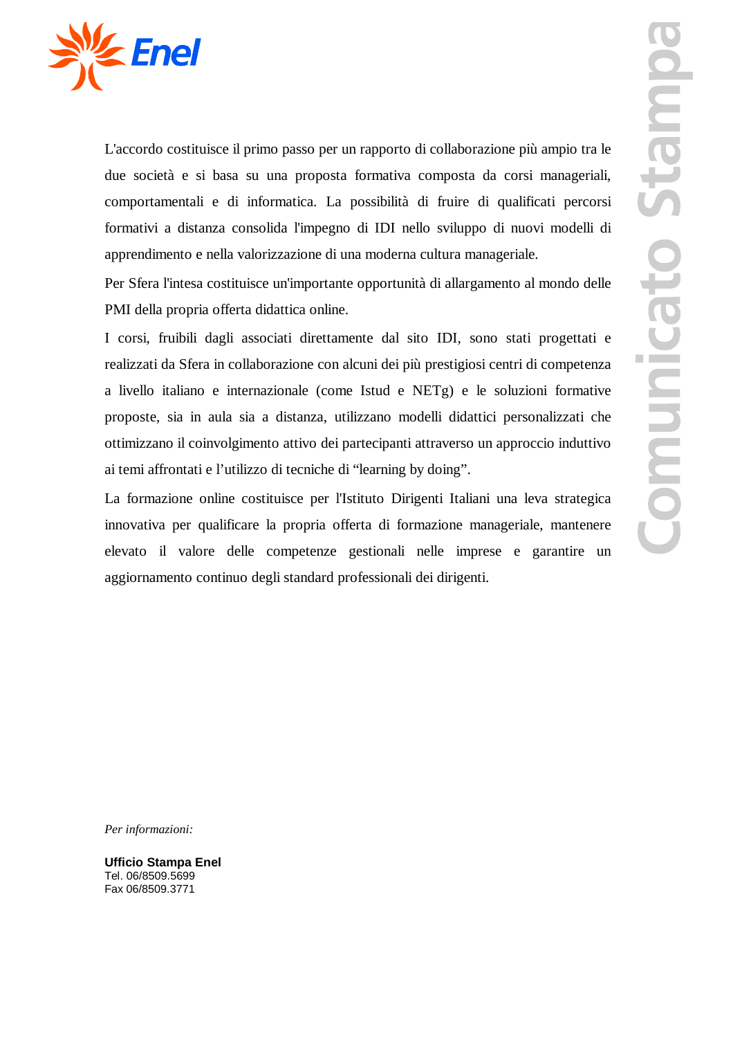L'accordo costituisce il primo passo per un rapporto di collaborazione più ampio tra le due società e si basa su una proposta formativa composta da corsi manageriali, comportamentali e di informatica. La possibilità di fruire di qualificati percorsi formativi a distanza consolida l'impegno di IDI nello sviluppo di nuovi modelli di apprendimento e nella valorizzazione di una moderna cultura manageriale.

Per Sfera l'intesa costituisce un'importante opportunità di allargamento al mondo delle PMI della propria offerta didattica online.

I corsi, fruibili dagli associati direttamente dal sito IDI, sono stati progettati e realizzati da Sfera in collaborazione con alcuni dei più prestigiosi centri di competenza a livello italiano e internazionale (come Istud e NETg) e le soluzioni formative proposte, sia in aula sia a distanza, utilizzano modelli didattici personalizzati che ottimizzano il coinvolgimento attivo dei partecipanti attraverso un approccio induttivo ai temi affrontati e l'utilizzo di tecniche di "learning by doing".

La formazione online costituisce per l'Istituto Dirigenti Italiani una leva strategica innovativa per qualificare la propria offerta di formazione manageriale, mantenere elevato il valore delle competenze gestionali nelle imprese e garantire un aggiornamento continuo degli standard professionali dei dirigenti.

*Per informazioni:*

**Ufficio Stampa Enel**
Tel. 06/8509.5699
Fax 06/8509.3771